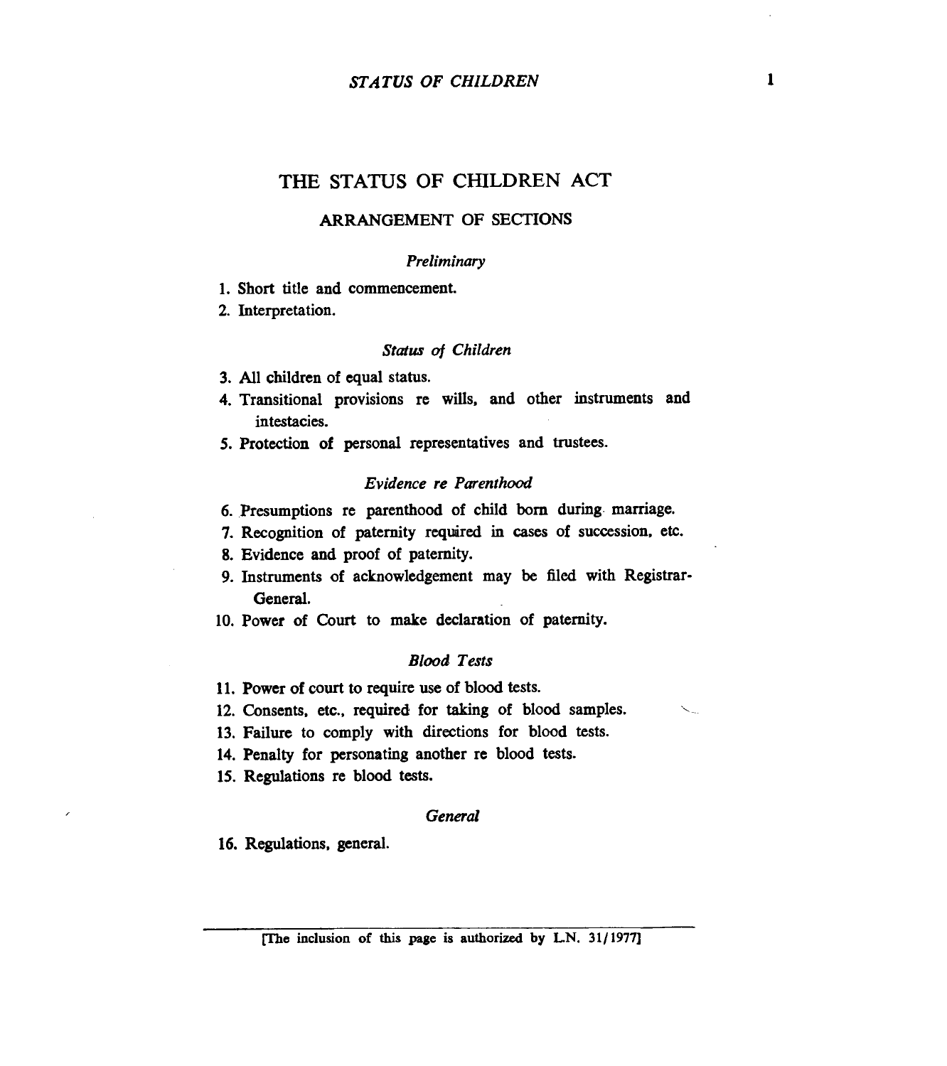# THE STATUS OF CHILDREN ACT

## ARRANGEMENT OF SECTIONS

*Preliminary*

1. Short title and commencement.
2. Interpretation.

*Status of Children*

3. All children of equal status.
4. Transitional provisions re wills, and other instruments and intestacies.
5. Protection of personal representatives and trustees.

*Evidence re Parenthood*

6. Presumptions re parenthood of child born during marriage.
7. Recognition of paternity required in cases of succession, etc.
8. Evidence and proof of paternity.
9. Instruments of acknowledgement may be filed with Registrar-General.
10. Power of Court to make declaration of paternity.

*Blood Tests*

11. Power of court to require use of blood tests.
12. Consents, etc., required for taking of blood samples.
13. Failure to comply with directions for blood tests.
14. Penalty for personating another re blood tests.
15. Regulations re blood tests.

*General*

16. Regulations, general.

[The inclusion of this page is authorized by L.N. 31/1977]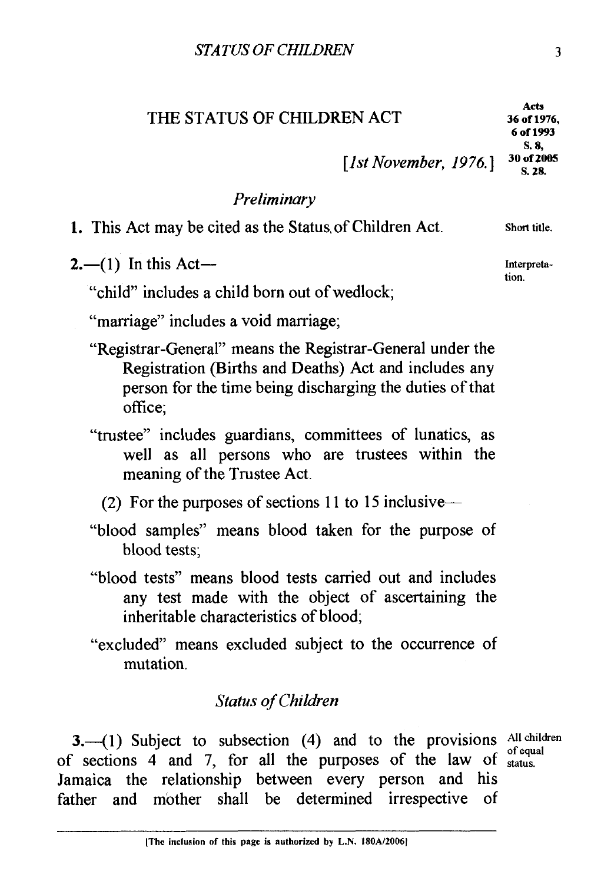# THE STATUS OF CHILDREN ACT

Acts 36 of 1976, 6 of 1993 S. 8, 30 of 2005 S. 28.

[*1st November, 1976.*]

## *Preliminary*

Short title.

**1.** This Act may be cited as the Status of Children Act.

Interpretation.

**2.**—(1) In this Act—

"child" includes a child born out of wedlock;

"marriage" includes a void marriage;

"Registrar-General" means the Registrar-General under the Registration (Births and Deaths) Act and includes any person for the time being discharging the duties of that office;

"trustee" includes guardians, committees of lunatics, as well as all persons who are trustees within the meaning of the Trustee Act.

(2) For the purposes of sections 11 to 15 inclusive—

"blood samples" means blood taken for the purpose of blood tests;

"blood tests" means blood tests carried out and includes any test made with the object of ascertaining the inheritable characteristics of blood;

"excluded" means excluded subject to the occurrence of mutation.

## *Status of Children*

All children of equal status.

**3.**—(1) Subject to subsection (4) and to the provisions of sections 4 and 7, for all the purposes of the law of Jamaica the relationship between every person and his father and mother shall be determined irrespective of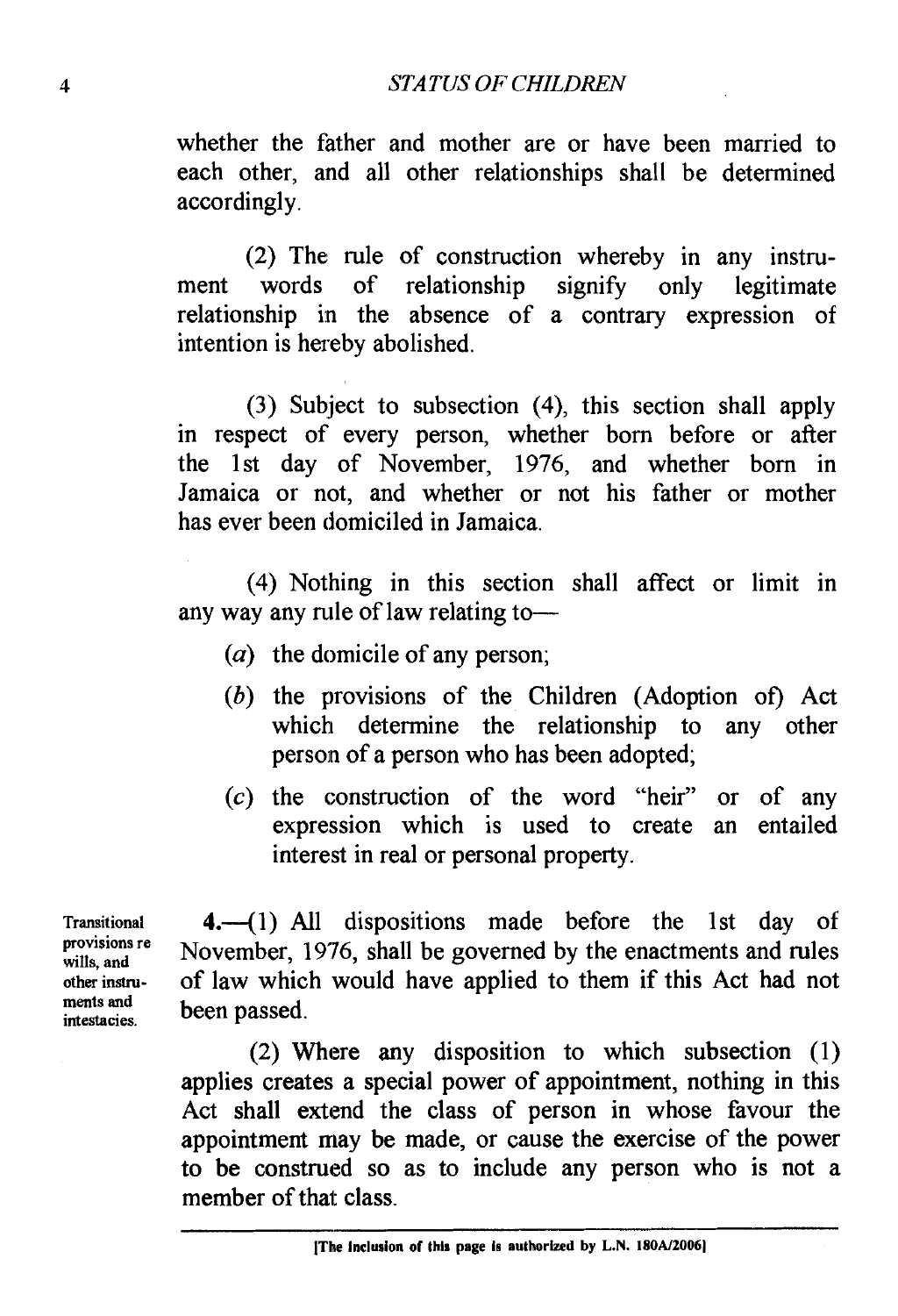whether the father and mother are or have been married to each other, and all other relationships shall be determined accordingly.

(2) The rule of construction whereby in any instrument words of relationship signify only legitimate relationship in the absence of a contrary expression of intention is hereby abolished.

(3) Subject to subsection (4), this section shall apply in respect of every person, whether born before or after the 1st day of November, 1976, and whether born in Jamaica or not, and whether or not his father or mother has ever been domiciled in Jamaica.

(4) Nothing in this section shall affect or limit in any way any rule of law relating to—

(*a*) the domicile of any person;

(*b*) the provisions of the Children (Adoption of) Act which determine the relationship to any other person of a person who has been adopted;

(*c*) the construction of the word "heir" or of any expression which is used to create an entailed interest in real or personal property.

Transitional provisions re wills, and other instruments and intestacies.

**4.**—(1) All dispositions made before the 1st day of November, 1976, shall be governed by the enactments and rules of law which would have applied to them if this Act had not been passed.

(2) Where any disposition to which subsection (1) applies creates a special power of appointment, nothing in this Act shall extend the class of person in whose favour the appointment may be made, or cause the exercise of the power to be construed so as to include any person who is not a member of that class.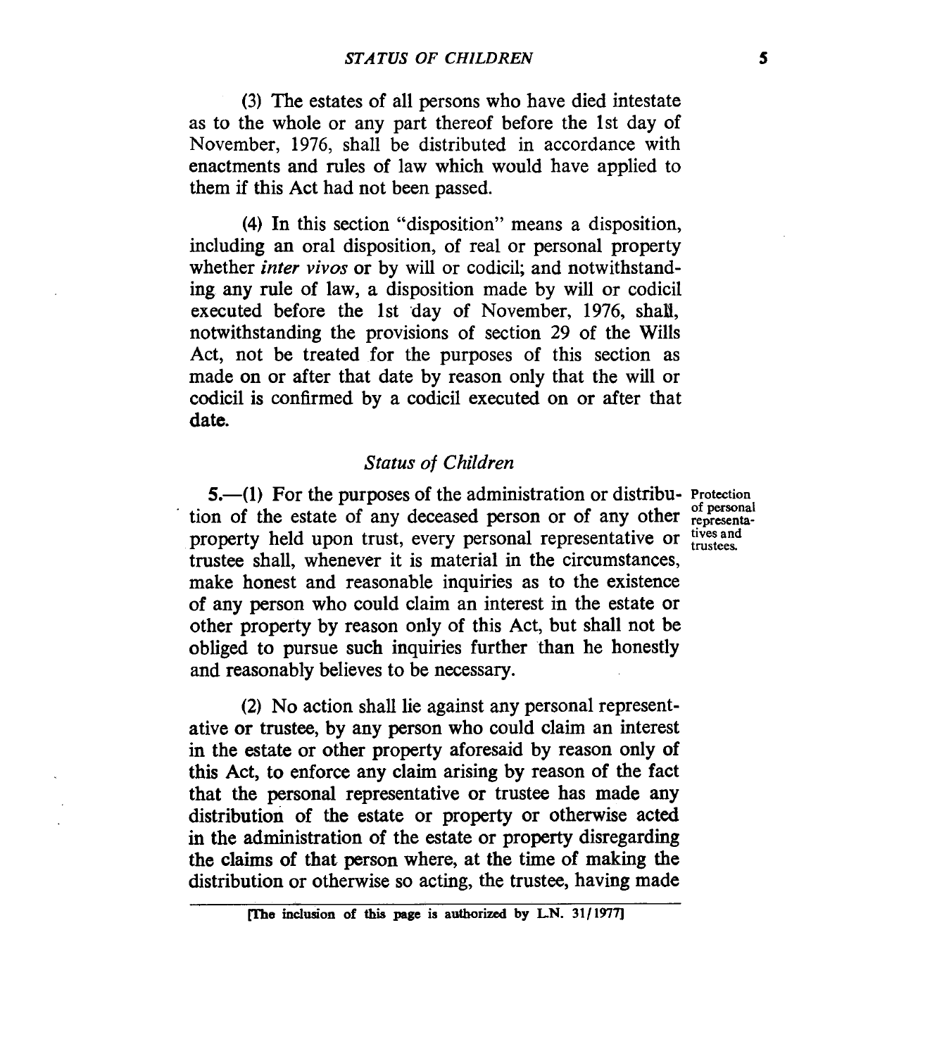(3) The estates of all persons who have died intestate as to the whole or any part thereof before the 1st day of November, 1976, shall be distributed in accordance with enactments and rules of law which would have applied to them if this Act had not been passed.

(4) In this section "disposition" means a disposition, including an oral disposition, of real or personal property whether *inter vivos* or by will or codicil; and notwithstanding any rule of law, a disposition made by will or codicil executed before the 1st day of November, 1976, shall, notwithstanding the provisions of section 29 of the Wills Act, not be treated for the purposes of this section as made on or after that date by reason only that the will or codicil is confirmed by a codicil executed on or after that date.

## *Status of Children*

Protection of personal representatives and trustees.

**5.**—(1) For the purposes of the administration or distribution of the estate of any deceased person or of any other property held upon trust, every personal representative or trustee shall, whenever it is material in the circumstances, make honest and reasonable inquiries as to the existence of any person who could claim an interest in the estate or other property by reason only of this Act, but shall not be obliged to pursue such inquiries further than he honestly and reasonably believes to be necessary.

(2) No action shall lie against any personal representative or trustee, by any person who could claim an interest in the estate or other property aforesaid by reason only of this Act, to enforce any claim arising by reason of the fact that the personal representative or trustee has made any distribution of the estate or property or otherwise acted in the administration of the estate or property disregarding the claims of that person where, at the time of making the distribution or otherwise so acting, the trustee, having made

[The inclusion of this page is authorized by L.N. 31/1977]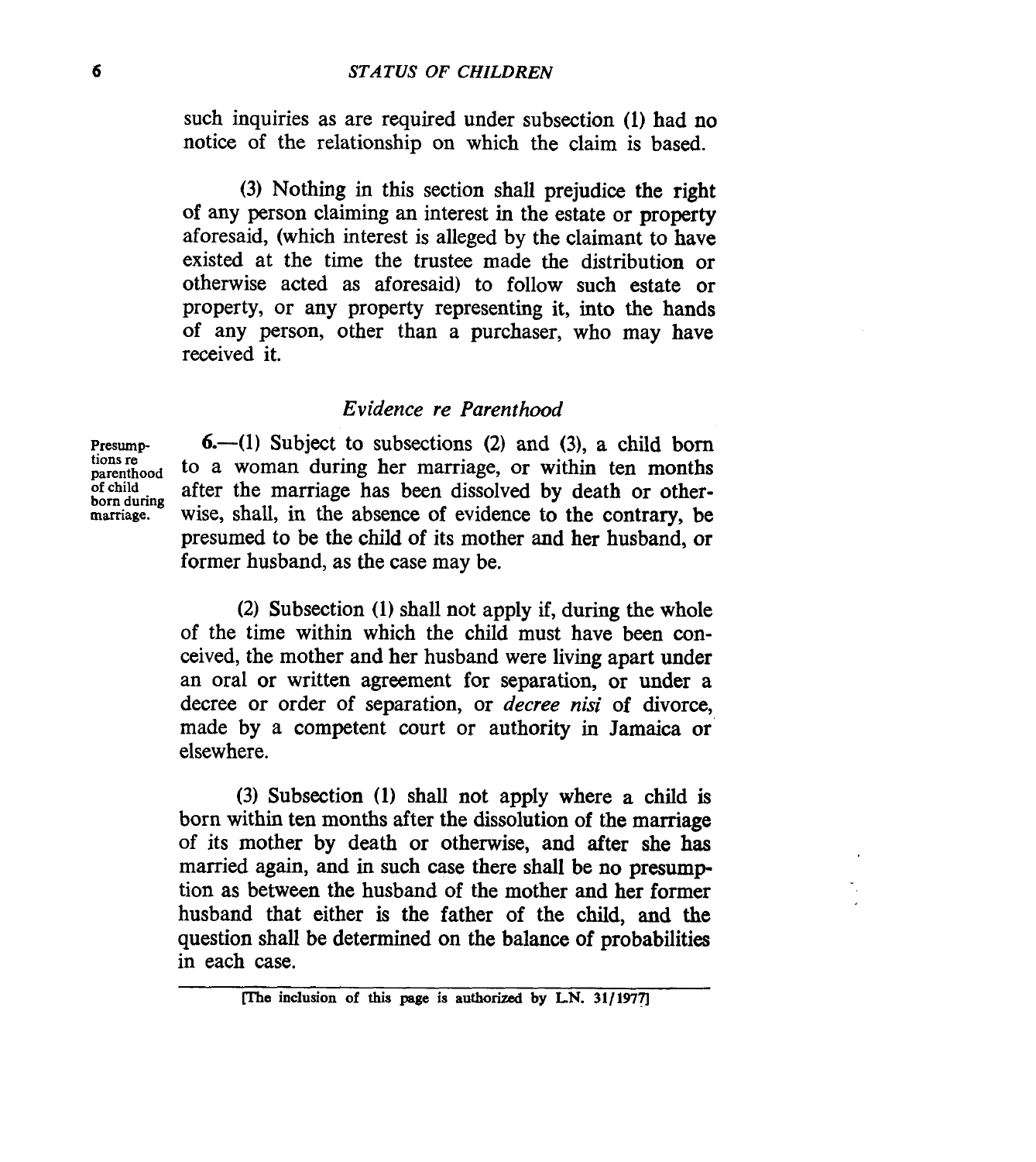such inquiries as are required under subsection (1) had no notice of the relationship on which the claim is based.

(3) Nothing in this section shall prejudice the right of any person claiming an interest in the estate or property aforesaid, (which interest is alleged by the claimant to have existed at the time the trustee made the distribution or otherwise acted as aforesaid) to follow such estate or property, or any property representing it, into the hands of any person, other than a purchaser, who may have received it.

### *Evidence re Parenthood*

Presumptions re parenthood of child born during marriage.

6.—(1) Subject to subsections (2) and (3), a child born to a woman during her marriage, or within ten months after the marriage has been dissolved by death or otherwise, shall, in the absence of evidence to the contrary, be presumed to be the child of its mother and her husband, or former husband, as the case may be.

(2) Subsection (1) shall not apply if, during the whole of the time within which the child must have been conceived, the mother and her husband were living apart under an oral or written agreement for separation, or under a decree or order of separation, or *decree nisi* of divorce, made by a competent court or authority in Jamaica or elsewhere.

(3) Subsection (1) shall not apply where a child is born within ten months after the dissolution of the marriage of its mother by death or otherwise, and after she has married again, and in such case there shall be no presumption as between the husband of the mother and her former husband that either is the father of the child, and the question shall be determined on the balance of probabilities in each case.

[The inclusion of this page is authorized by L.N. 31/1977]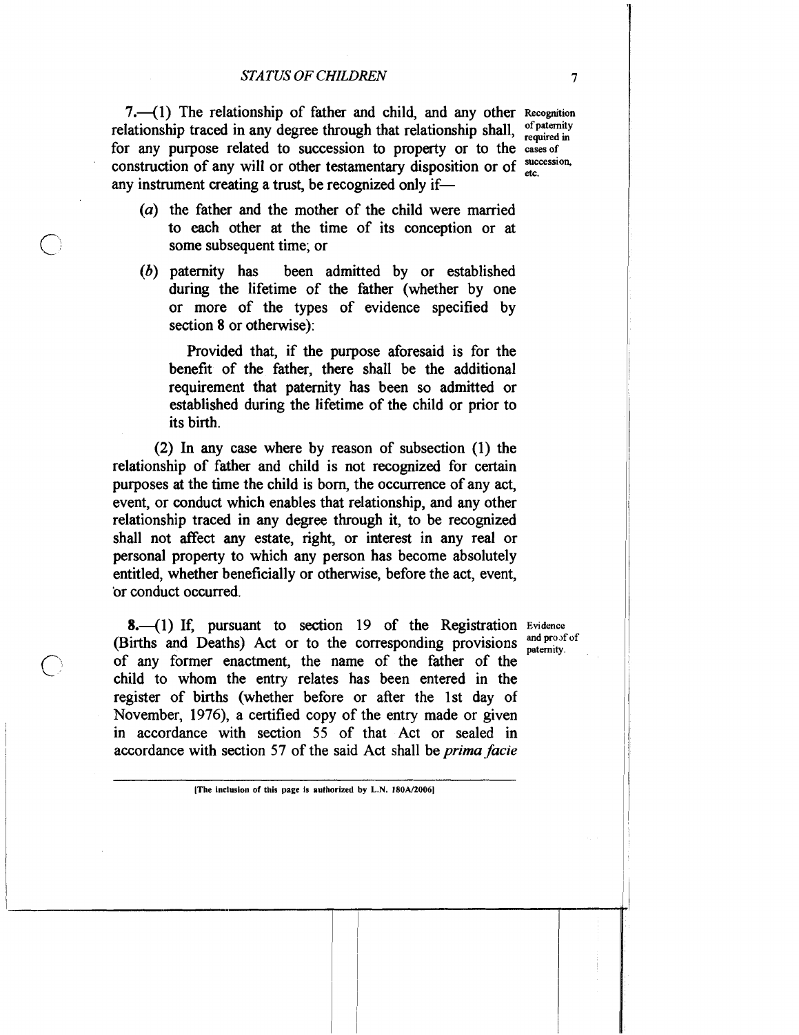**7.**—(1) The relationship of father and child, and any other relationship traced in any degree through that relationship shall, for any purpose related to succession to property or to the construction of any will or other testamentary disposition or of any instrument creating a trust, be recognized only if—

Recognition of paternity required in cases of succession, etc.

(*a*) the father and the mother of the child were married to each other at the time of its conception or at some subsequent time; or

(*b*) paternity has been admitted by or established during the lifetime of the father (whether by one or more of the types of evidence specified by section 8 or otherwise):

Provided that, if the purpose aforesaid is for the benefit of the father, there shall be the additional requirement that paternity has been so admitted or established during the lifetime of the child or prior to its birth.

(2) In any case where by reason of subsection (1) the relationship of father and child is not recognized for certain purposes at the time the child is born, the occurrence of any act, event, or conduct which enables that relationship, and any other relationship traced in any degree through it, to be recognized shall not affect any estate, right, or interest in any real or personal property to which any person has become absolutely entitled, whether beneficially or otherwise, before the act, event, or conduct occurred.

**8.**—(1) If, pursuant to section 19 of the Registration (Births and Deaths) Act or to the corresponding provisions of any former enactment, the name of the father of the child to whom the entry relates has been entered in the register of births (whether before or after the 1st day of November, 1976), a certified copy of the entry made or given in accordance with section 55 of that Act or sealed in accordance with section 57 of the said Act shall be *prima facie*

Evidence and proof of paternity.

[The inclusion of this page is authorized by L.N. 180A/2006]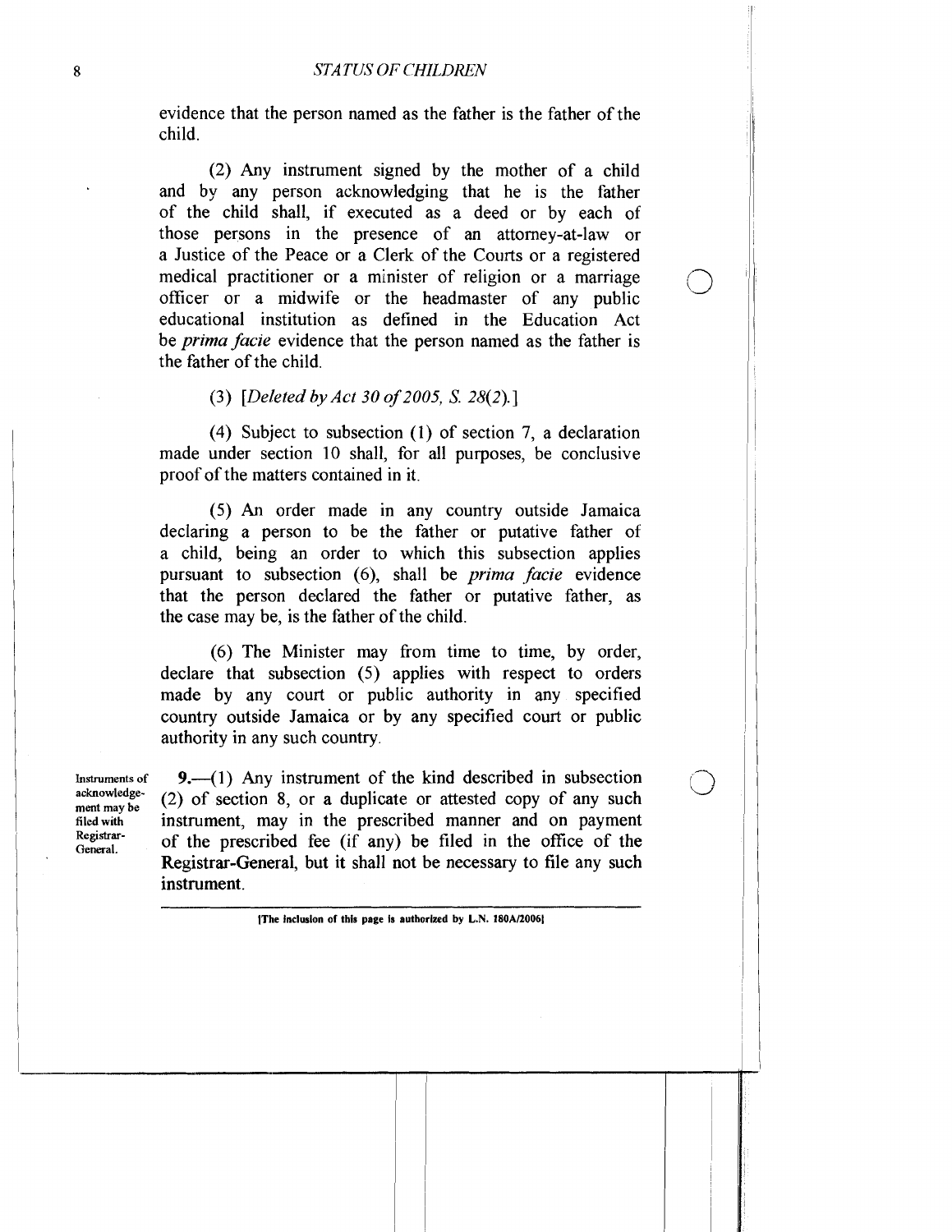evidence that the person named as the father is the father of the child.

(2) Any instrument signed by the mother of a child and by any person acknowledging that he is the father of the child shall, if executed as a deed or by each of those persons in the presence of an attorney-at-law or a Justice of the Peace or a Clerk of the Courts or a registered medical practitioner or a minister of religion or a marriage officer or a midwife or the headmaster of any public educational institution as defined in the Education Act be *prima facie* evidence that the person named as the father is the father of the child.

(3) [*Deleted by Act 30 of 2005, S. 28(2).*]

(4) Subject to subsection (1) of section 7, a declaration made under section 10 shall, for all purposes, be conclusive proof of the matters contained in it.

(5) An order made in any country outside Jamaica declaring a person to be the father or putative father of a child, being an order to which this subsection applies pursuant to subsection (6), shall be *prima facie* evidence that the person declared the father or putative father, as the case may be, is the father of the child.

(6) The Minister may from time to time, by order, declare that subsection (5) applies with respect to orders made by any court or public authority in any specified country outside Jamaica or by any specified court or public authority in any such country.

Instruments of acknowledgement may be filed with Registrar-General.

**9.**—(1) Any instrument of the kind described in subsection (2) of section 8, or a duplicate or attested copy of any such instrument, may in the prescribed manner and on payment of the prescribed fee (if any) be filed in the office of the Registrar-General, but it shall not be necessary to file any such instrument.

[The inclusion of this page is authorized by L.N. 180A/2006]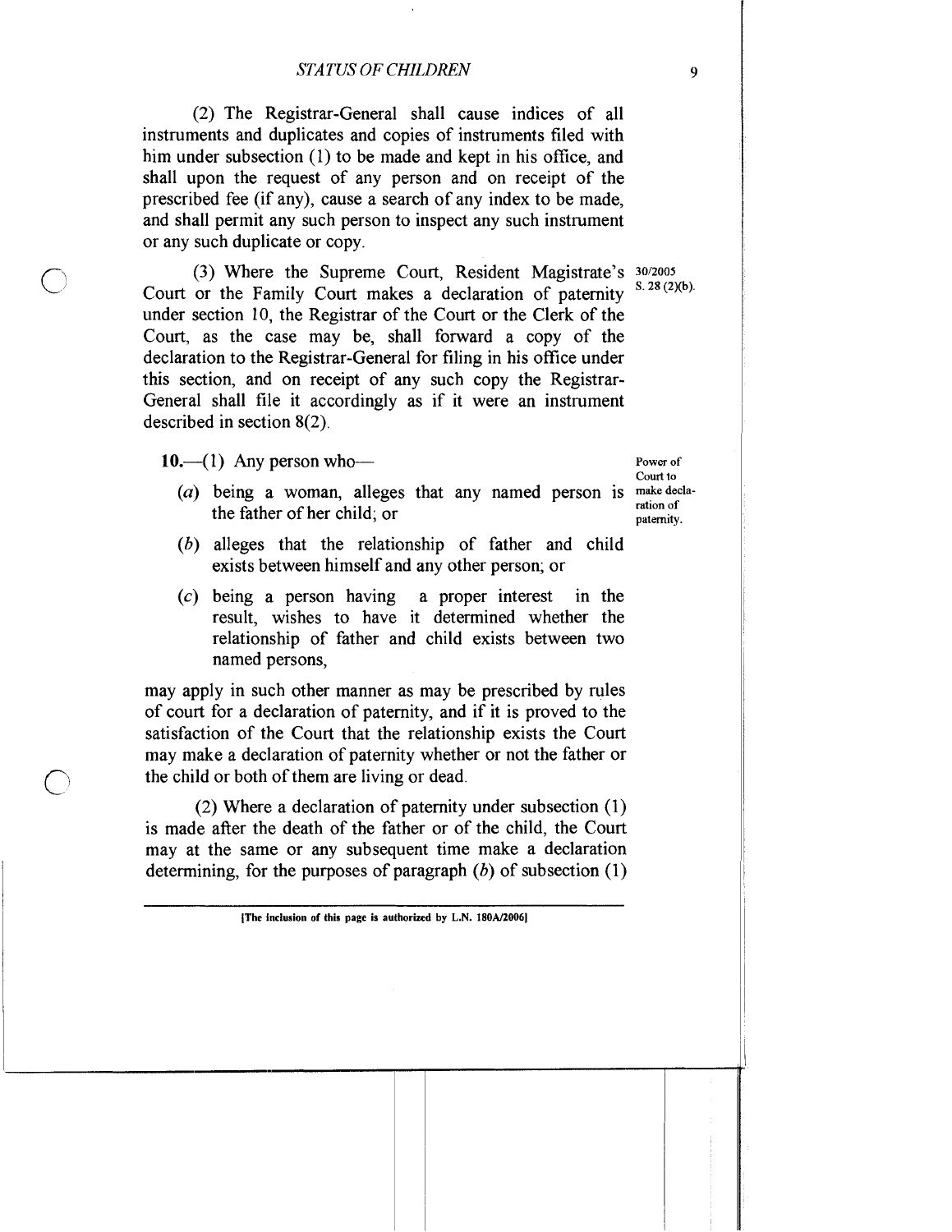(2) The Registrar-General shall cause indices of all instruments and duplicates and copies of instruments filed with him under subsection (1) to be made and kept in his office, and shall upon the request of any person and on receipt of the prescribed fee (if any), cause a search of any index to be made, and shall permit any such person to inspect any such instrument or any such duplicate or copy.

(3) Where the Supreme Court, Resident Magistrate's Court or the Family Court makes a declaration of paternity under section 10, the Registrar of the Court or the Clerk of the Court, as the case may be, shall forward a copy of the declaration to the Registrar-General for filing in his office under this section, and on receipt of any such copy the Registrar-General shall file it accordingly as if it were an instrument described in section 8(2).

30/2005 S. 28 (2)(b).

Power of Court to make declaration of paternity.

**10.**—(1) Any person who—

(*a*) being a woman, alleges that any named person is the father of her child; or

(*b*) alleges that the relationship of father and child exists between himself and any other person; or

(*c*) being a person having a proper interest in the result, wishes to have it determined whether the relationship of father and child exists between two named persons,

may apply in such other manner as may be prescribed by rules of court for a declaration of paternity, and if it is proved to the satisfaction of the Court that the relationship exists the Court may make a declaration of paternity whether or not the father or the child or both of them are living or dead.

(2) Where a declaration of paternity under subsection (1) is made after the death of the father or of the child, the Court may at the same or any subsequent time make a declaration determining, for the purposes of paragraph (*b*) of subsection (1)

[The inclusion of this page is authorized by L.N. 180A/2006]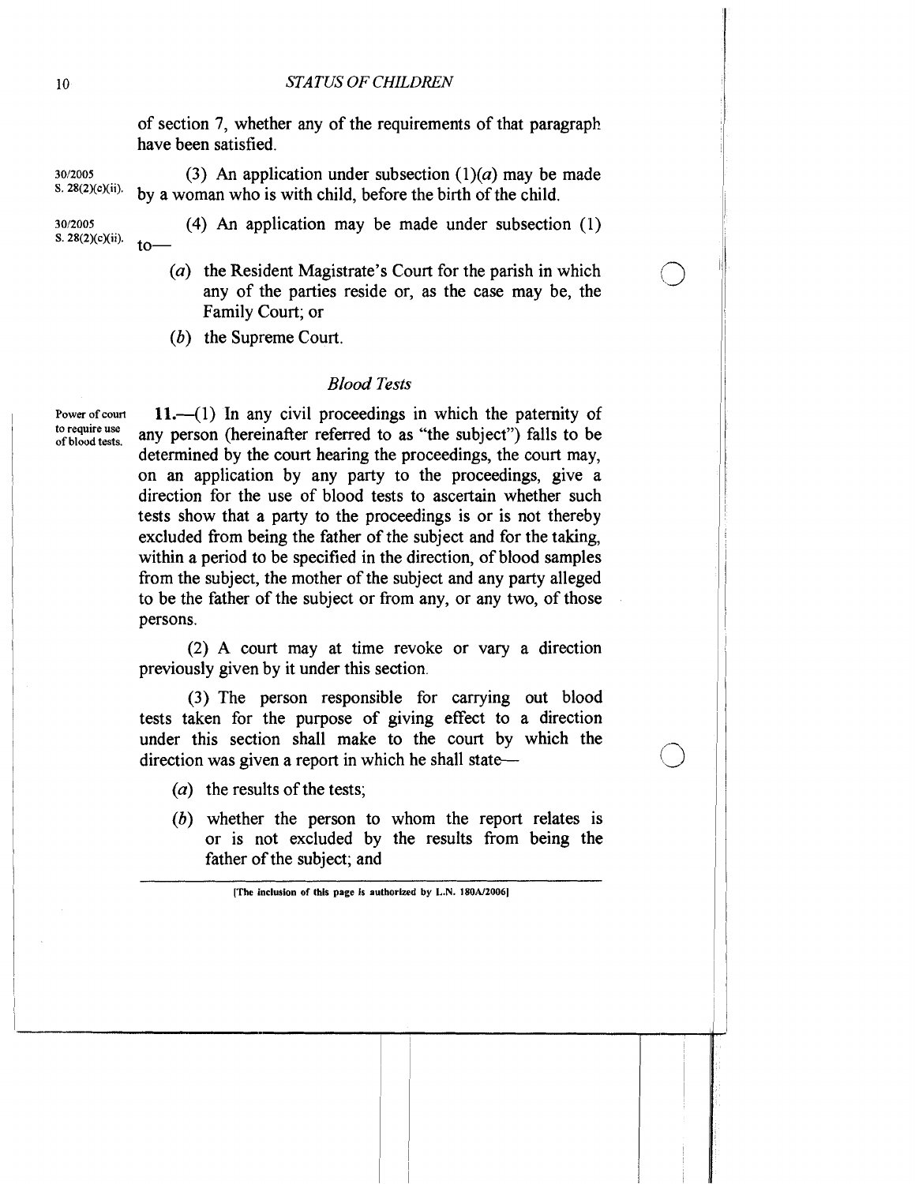of section 7, whether any of the requirements of that paragraph have been satisfied.

30/2005 S. 28(2)(c)(ii).

(3) An application under subsection (1)(*a*) may be made by a woman who is with child, before the birth of the child.

30/2005 S. 28(2)(c)(ii).

(4) An application may be made under subsection (1) to—

(*a*) the Resident Magistrate's Court for the parish in which any of the parties reside or, as the case may be, the Family Court; or

(*b*) the Supreme Court.

### *Blood Tests*

Power of court to require use of blood tests.

**11.**—(1) In any civil proceedings in which the paternity of any person (hereinafter referred to as "the subject") falls to be determined by the court hearing the proceedings, the court may, on an application by any party to the proceedings, give a direction for the use of blood tests to ascertain whether such tests show that a party to the proceedings is or is not thereby excluded from being the father of the subject and for the taking, within a period to be specified in the direction, of blood samples from the subject, the mother of the subject and any party alleged to be the father of the subject or from any, or any two, of those persons.

(2) A court may at time revoke or vary a direction previously given by it under this section.

(3) The person responsible for carrying out blood tests taken for the purpose of giving effect to a direction under this section shall make to the court by which the direction was given a report in which he shall state—

(*a*) the results of the tests;

(*b*) whether the person to whom the report relates is or is not excluded by the results from being the father of the subject; and

[The inclusion of this page is authorized by L.N. 180A/2006]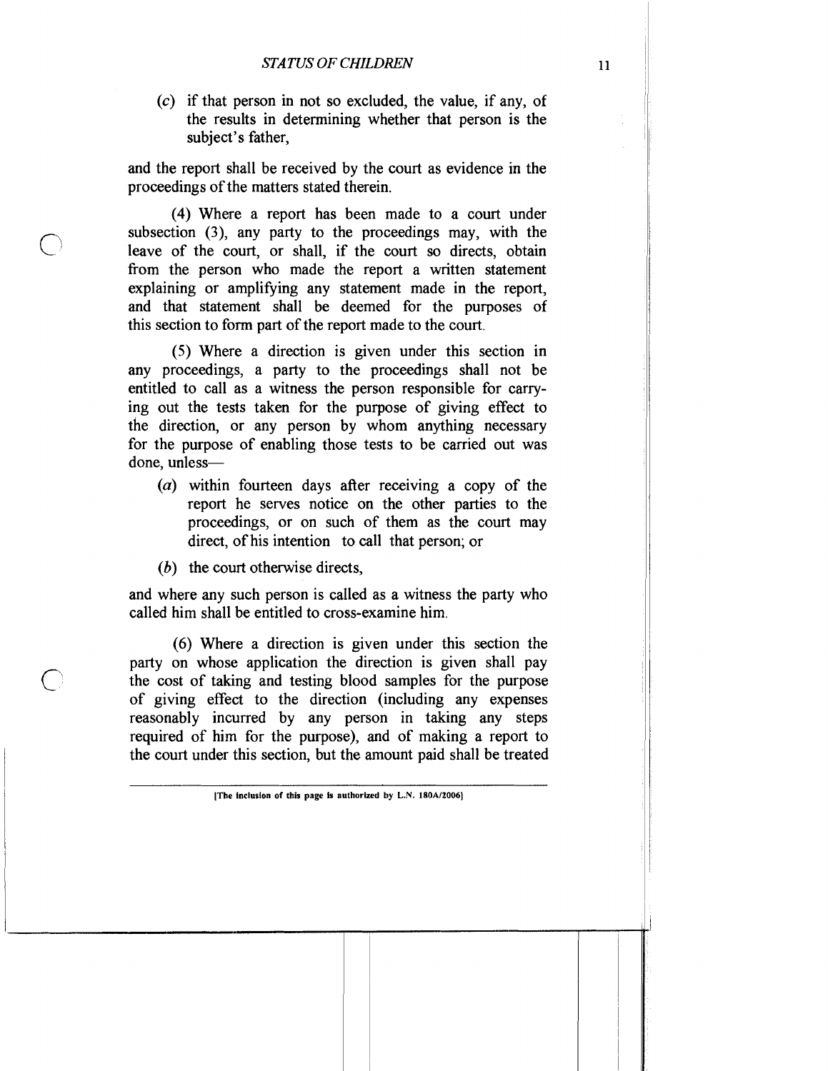(*c*) if that person in not so excluded, the value, if any, of the results in determining whether that person is the subject's father,

and the report shall be received by the court as evidence in the proceedings of the matters stated therein.

(4) Where a report has been made to a court under subsection (3), any party to the proceedings may, with the leave of the court, or shall, if the court so directs, obtain from the person who made the report a written statement explaining or amplifying any statement made in the report, and that statement shall be deemed for the purposes of this section to form part of the report made to the court.

(5) Where a direction is given under this section in any proceedings, a party to the proceedings shall not be entitled to call as a witness the person responsible for carrying out the tests taken for the purpose of giving effect to the direction, or any person by whom anything necessary for the purpose of enabling those tests to be carried out was done, unless—

(*a*) within fourteen days after receiving a copy of the report he serves notice on the other parties to the proceedings, or on such of them as the court may direct, of his intention to call that person; or

(*b*) the court otherwise directs,

and where any such person is called as a witness the party who called him shall be entitled to cross-examine him.

(6) Where a direction is given under this section the party on whose application the direction is given shall pay the cost of taking and testing blood samples for the purpose of giving effect to the direction (including any expenses reasonably incurred by any person in taking any steps required of him for the purpose), and of making a report to the court under this section, but the amount paid shall be treated

[The inclusion of this page is authorized by L.N. 180A/2006]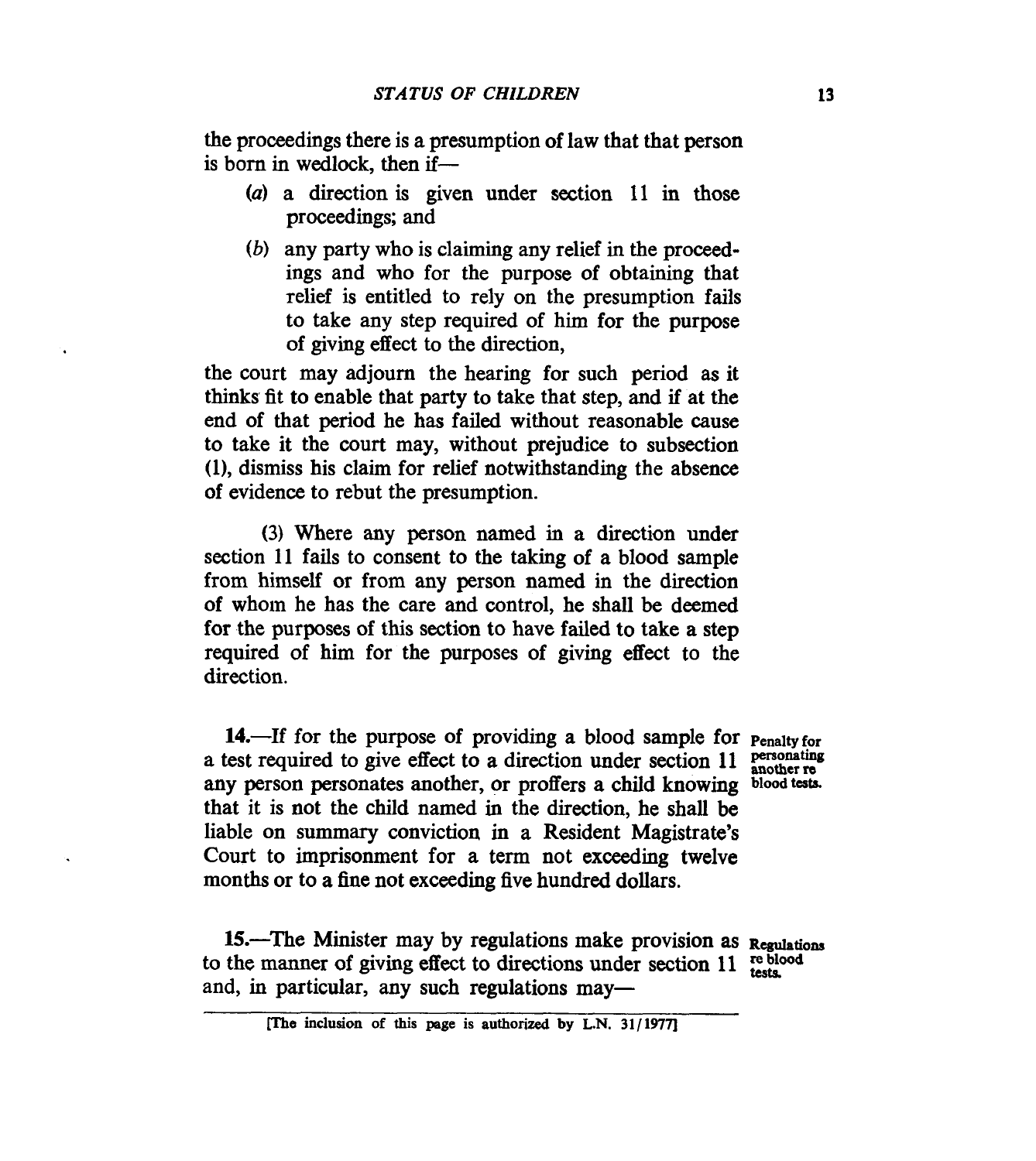the proceedings there is a presumption of law that that person is born in wedlock, then if—

(*a*) a direction is given under section 11 in those proceedings; and

(*b*) any party who is claiming any relief in the proceedings and who for the purpose of obtaining that relief is entitled to rely on the presumption fails to take any step required of him for the purpose of giving effect to the direction,

the court may adjourn the hearing for such period as it thinks fit to enable that party to take that step, and if at the end of that period he has failed without reasonable cause to take it the court may, without prejudice to subsection (1), dismiss his claim for relief notwithstanding the absence of evidence to rebut the presumption.

(3) Where any person named in a direction under section 11 fails to consent to the taking of a blood sample from himself or from any person named in the direction of whom he has the care and control, he shall be deemed for the purposes of this section to have failed to take a step required of him for the purposes of giving effect to the direction.

Penalty for personating another re blood tests.

**14.**—If for the purpose of providing a blood sample for a test required to give effect to a direction under section 11 any person personates another, or proffers a child knowing that it is not the child named in the direction, he shall be liable on summary conviction in a Resident Magistrate's Court to imprisonment for a term not exceeding twelve months or to a fine not exceeding five hundred dollars.

Regulations re blood tests.

**15.**—The Minister may by regulations make provision as to the manner of giving effect to directions under section 11 and, in particular, any such regulations may—

[The inclusion of this page is authorized by L.N. 31/1977]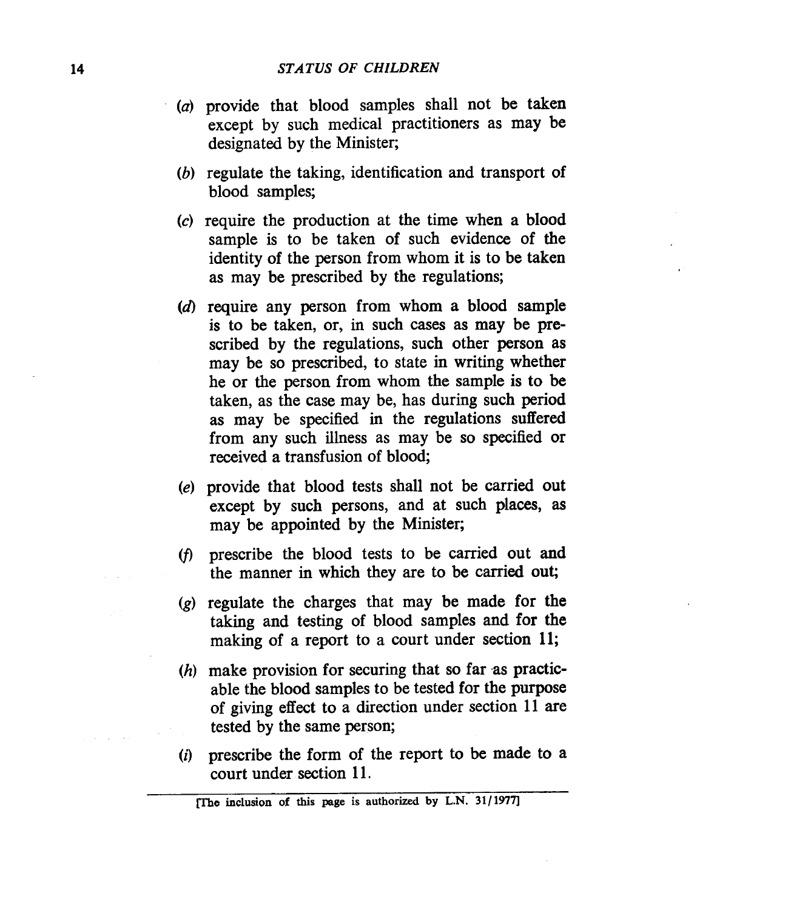(*a*) provide that blood samples shall not be taken except by such medical practitioners as may be designated by the Minister;

(*b*) regulate the taking, identification and transport of blood samples;

(*c*) require the production at the time when a blood sample is to be taken of such evidence of the identity of the person from whom it is to be taken as may be prescribed by the regulations;

(*d*) require any person from whom a blood sample is to be taken, or, in such cases as may be prescribed by the regulations, such other person as may be so prescribed, to state in writing whether he or the person from whom the sample is to be taken, as the case may be, has during such period as may be specified in the regulations suffered from any such illness as may be so specified or received a transfusion of blood;

(*e*) provide that blood tests shall not be carried out except by such persons, and at such places, as may be appointed by the Minister;

(*f*) prescribe the blood tests to be carried out and the manner in which they are to be carried out;

(*g*) regulate the charges that may be made for the taking and testing of blood samples and for the making of a report to a court under section 11;

(*h*) make provision for securing that so far as practicable the blood samples to be tested for the purpose of giving effect to a direction under section 11 are tested by the same person;

(*i*) prescribe the form of the report to be made to a court under section 11.

[The inclusion of this page is authorized by L.N. 31/1977]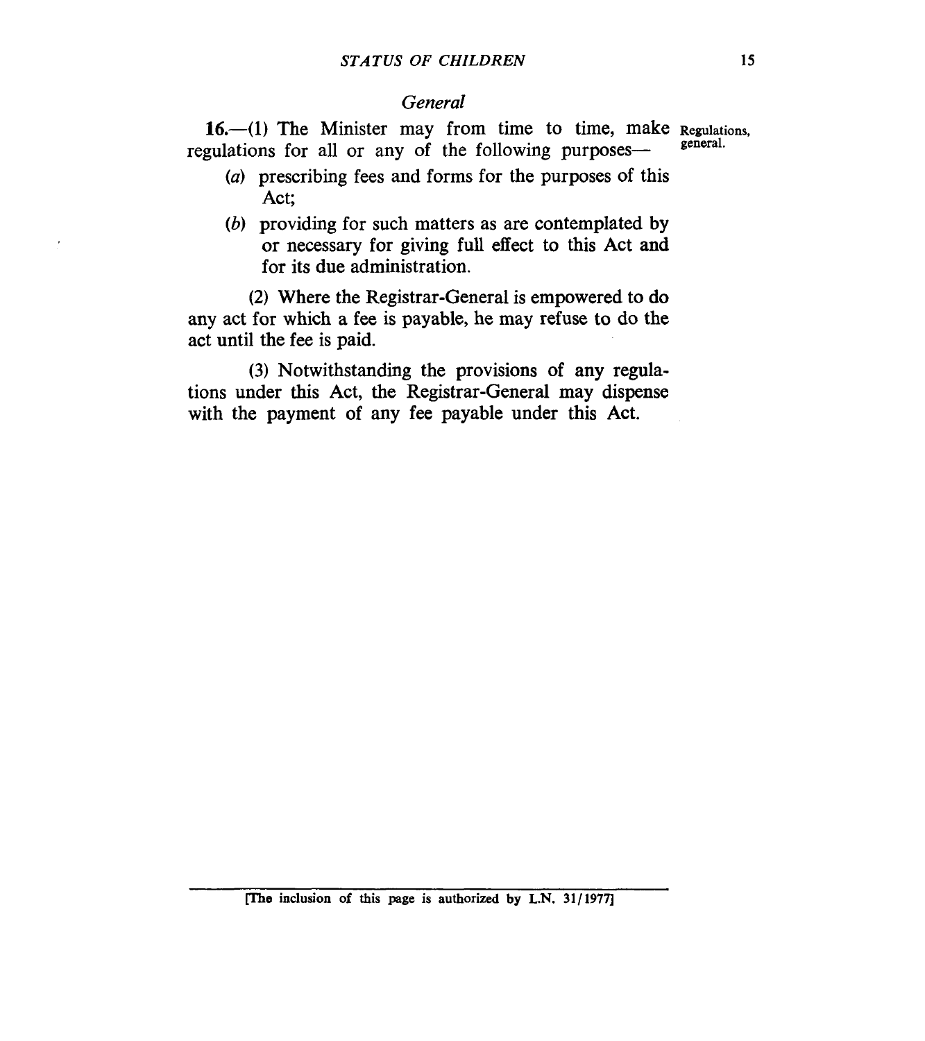## *General*

**16.**—(1) The Minister may from time to time, make regulations for all or any of the following purposes—

Regulations, general.

(*a*) prescribing fees and forms for the purposes of this Act;

(*b*) providing for such matters as are contemplated by or necessary for giving full effect to this Act and for its due administration.

(2) Where the Registrar-General is empowered to do any act for which a fee is payable, he may refuse to do the act until the fee is paid.

(3) Notwithstanding the provisions of any regulations under this Act, the Registrar-General may dispense with the payment of any fee payable under this Act.

[The inclusion of this page is authorized by L.N. 31/1977]